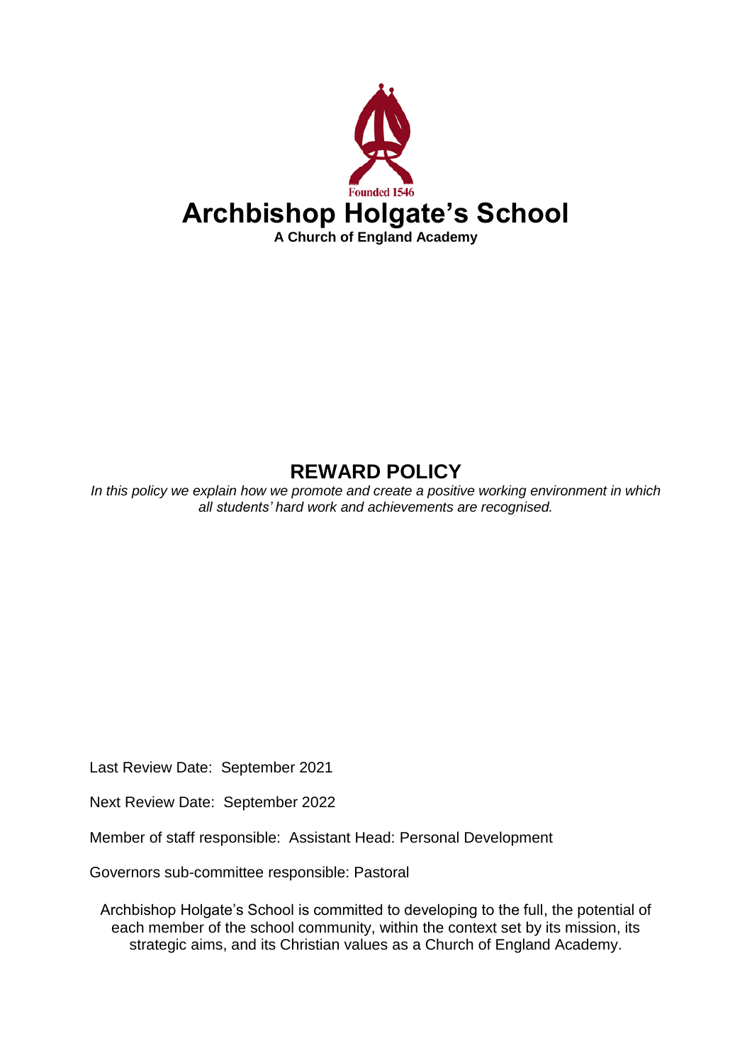Founded 1546

# Archbishop Holgate's School

**A Church of England Academy**

## REWARD POLICY

*In this policy we explain how we promote and create a positive working environment in which all students' hard work and achievements are recognised.*

Last Review Date: September 2021

Next Review Date: September 2022

Member of staff responsible: Assistant Head: Personal Development

Governors sub-committee responsible: Pastoral

Archbishop Holgate's School is committed to developing to the full, the potential of each member of the school community, within the context set by its mission, its strategic aims, and its Christian values as a Church of England Academy.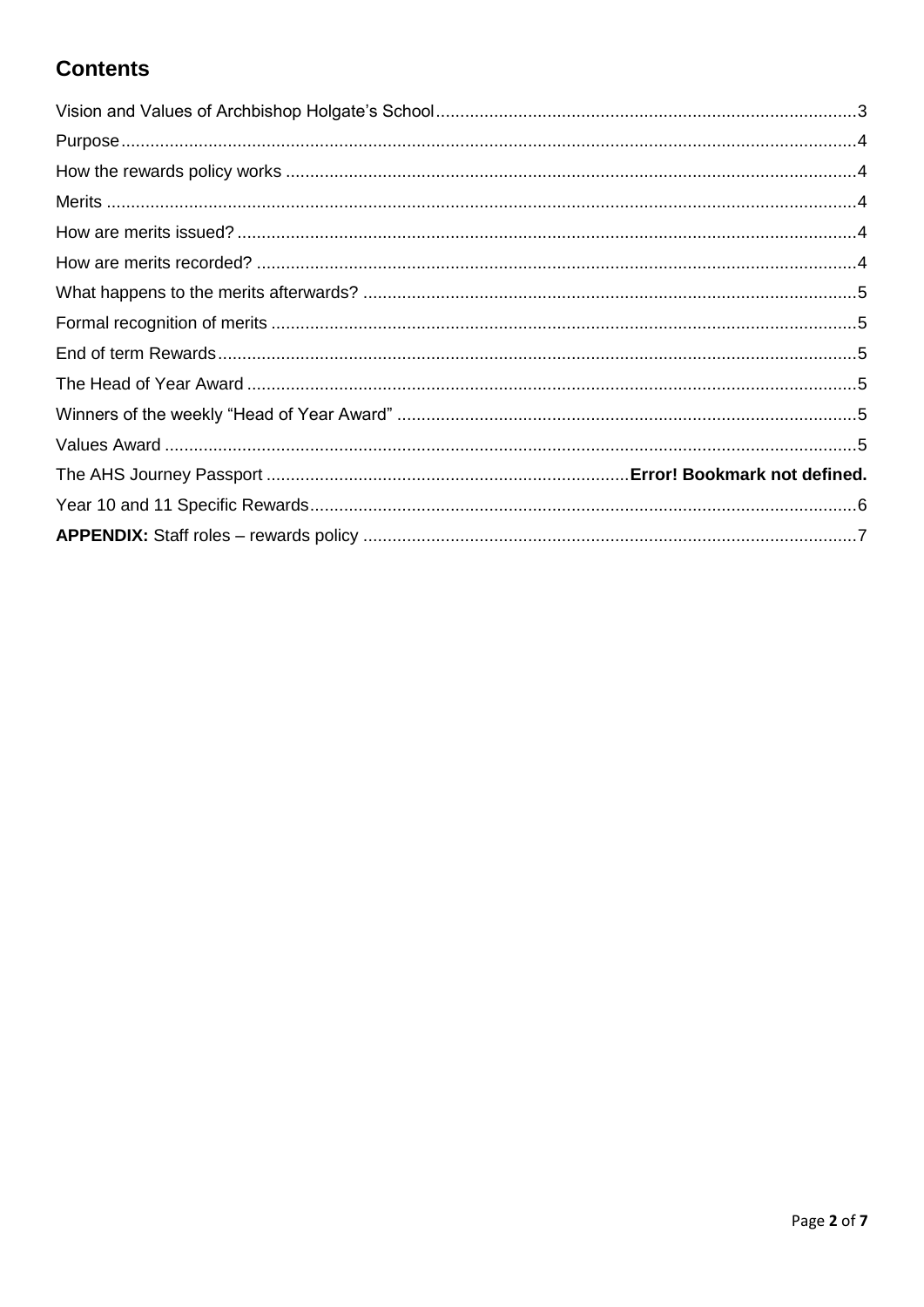## Contents

Vision and Values of Archbishop Holgate's School....................3
Purpose....................4
How the rewards policy works....................4
Merits....................4
How are merits issued?....................4
How are merits recorded?....................4
What happens to the merits afterwards?....................5
Formal recognition of merits....................5
End of term Rewards....................5
The Head of Year Award....................5
Winners of the weekly "Head of Year Award"....................5
Values Award....................5
The AHS Journey Passport....................**Error! Bookmark not defined.**
Year 10 and 11 Specific Rewards....................6
**APPENDIX:** Staff roles – rewards policy....................7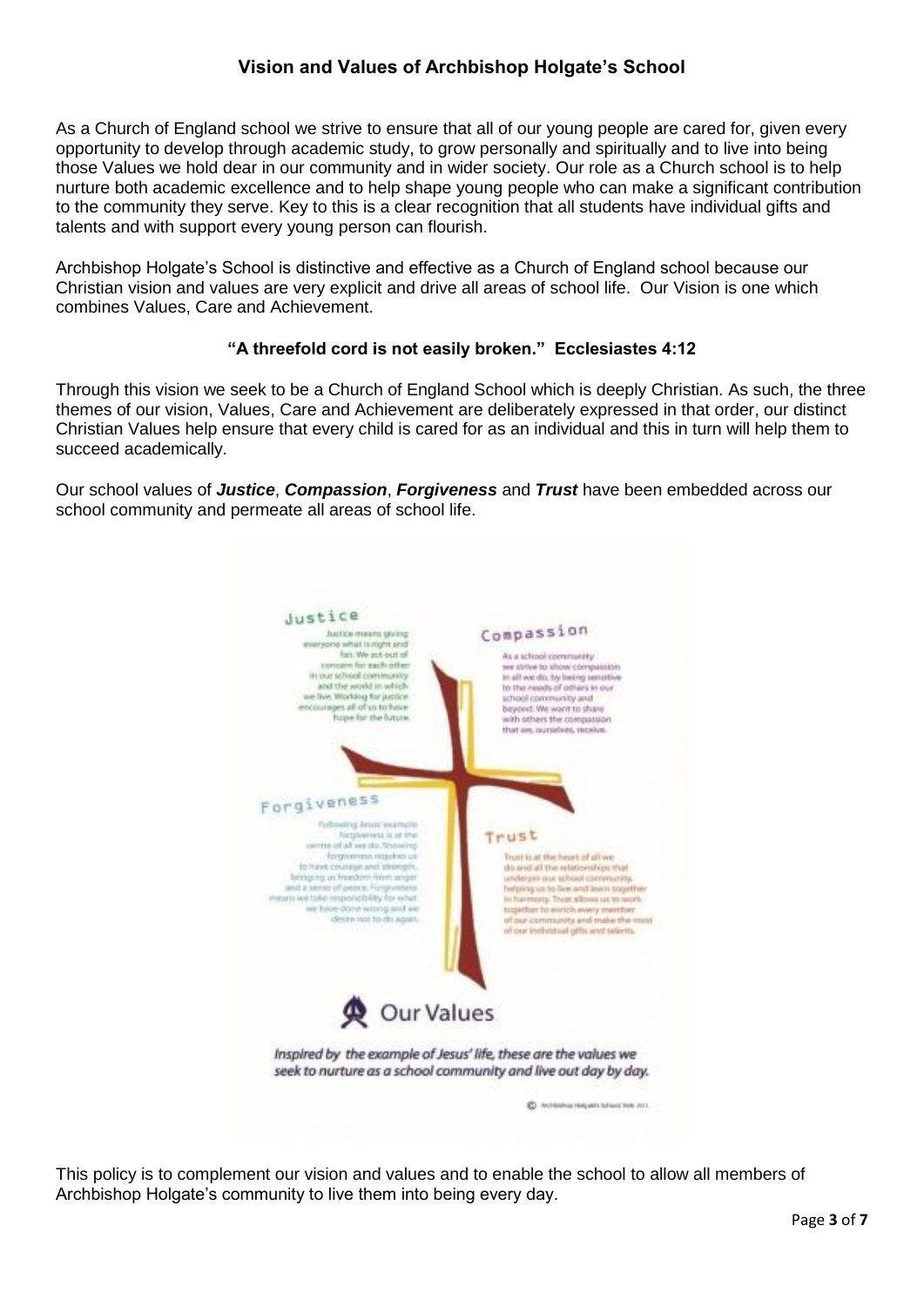## Vision and Values of Archbishop Holgate's School

As a Church of England school we strive to ensure that all of our young people are cared for, given every opportunity to develop through academic study, to grow personally and spiritually and to live into being those Values we hold dear in our community and in wider society. Our role as a Church school is to help nurture both academic excellence and to help shape young people who can make a significant contribution to the community they serve. Key to this is a clear recognition that all students have individual gifts and talents and with support every young person can flourish.

Archbishop Holgate's School is distinctive and effective as a Church of England school because our Christian vision and values are very explicit and drive all areas of school life. Our Vision is one which combines Values, Care and Achievement.

**"A threefold cord is not easily broken." Ecclesiastes 4:12**

Through this vision we seek to be a Church of England School which is deeply Christian. As such, the three themes of our vision, Values, Care and Achievement are deliberately expressed in that order, our distinct Christian Values help ensure that every child is cared for as an individual and this in turn will help them to succeed academically.

Our school values of ***Justice***, ***Compassion***, ***Forgiveness*** and ***Trust*** have been embedded across our school community and permeate all areas of school life.

**Justice**

Justice means giving everyone what is right and fair. We act out of concern for each other in our school community and the world in which we live. Working for justice encourages all of us to have hope for the future.

**Compassion**

As a school community we strive to show compassion in all we do, by being sensitive to the needs of others in our school community and beyond. We want to share with others the compassion that we, ourselves, receive.

**Forgiveness**

Following Jesus' example forgiveness is at the centre of all we do. Showing forgiveness requires us to have courage and strength, bringing us freedom from anger and a sense of peace. Forgiveness means we take responsibility for what we have done wrong and we desire not to do again.

**Trust**

Trust is at the heart of all we do and all the relationships that underpin our school community, helping us to live and learn together in harmony. Trust allows us to work together to enrich every member of our community and make the most of our individual gifts and talents.

**Our Values**

*Inspired by the example of Jesus' life, these are the values we seek to nurture as a school community and live out day by day.*

© Archbishop Holgate's School York 2011

This policy is to complement our vision and values and to enable the school to allow all members of Archbishop Holgate's community to live them into being every day.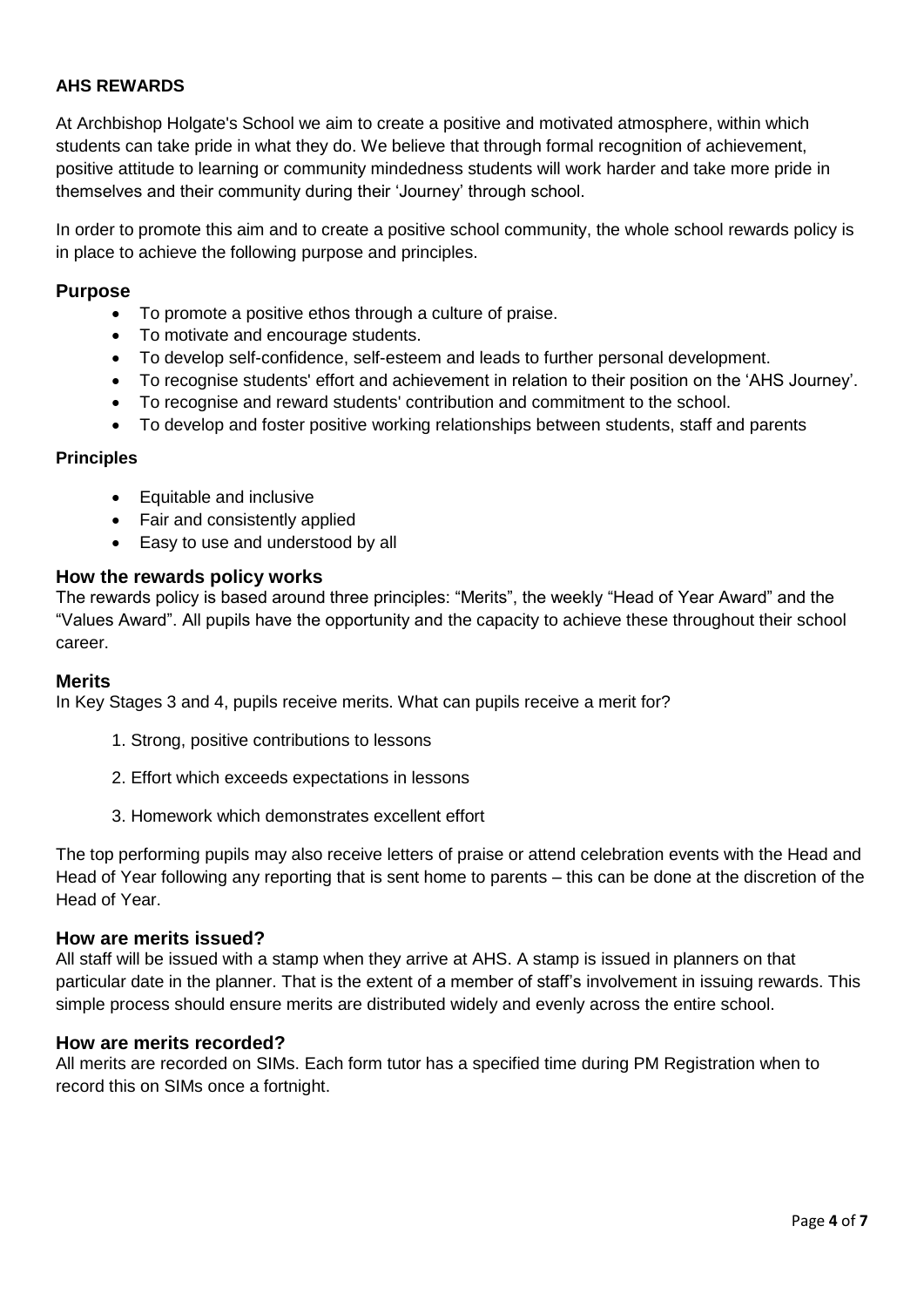**AHS REWARDS**

At Archbishop Holgate's School we aim to create a positive and motivated atmosphere, within which students can take pride in what they do. We believe that through formal recognition of achievement, positive attitude to learning or community mindedness students will work harder and take more pride in themselves and their community during their 'Journey' through school.

In order to promote this aim and to create a positive school community, the whole school rewards policy is in place to achieve the following purpose and principles.

## Purpose

- To promote a positive ethos through a culture of praise.
- To motivate and encourage students.
- To develop self-confidence, self-esteem and leads to further personal development.
- To recognise students' effort and achievement in relation to their position on the 'AHS Journey'.
- To recognise and reward students' contribution and commitment to the school.
- To develop and foster positive working relationships between students, staff and parents

### Principles

- Equitable and inclusive
- Fair and consistently applied
- Easy to use and understood by all

## How the rewards policy works

The rewards policy is based around three principles: "Merits", the weekly "Head of Year Award" and the "Values Award". All pupils have the opportunity and the capacity to achieve these throughout their school career.

## Merits

In Key Stages 3 and 4, pupils receive merits. What can pupils receive a merit for?

1. Strong, positive contributions to lessons
2. Effort which exceeds expectations in lessons
3. Homework which demonstrates excellent effort

The top performing pupils may also receive letters of praise or attend celebration events with the Head and Head of Year following any reporting that is sent home to parents – this can be done at the discretion of the Head of Year.

## How are merits issued?

All staff will be issued with a stamp when they arrive at AHS. A stamp is issued in planners on that particular date in the planner. That is the extent of a member of staff's involvement in issuing rewards. This simple process should ensure merits are distributed widely and evenly across the entire school.

## How are merits recorded?

All merits are recorded on SIMs. Each form tutor has a specified time during PM Registration when to record this on SIMs once a fortnight.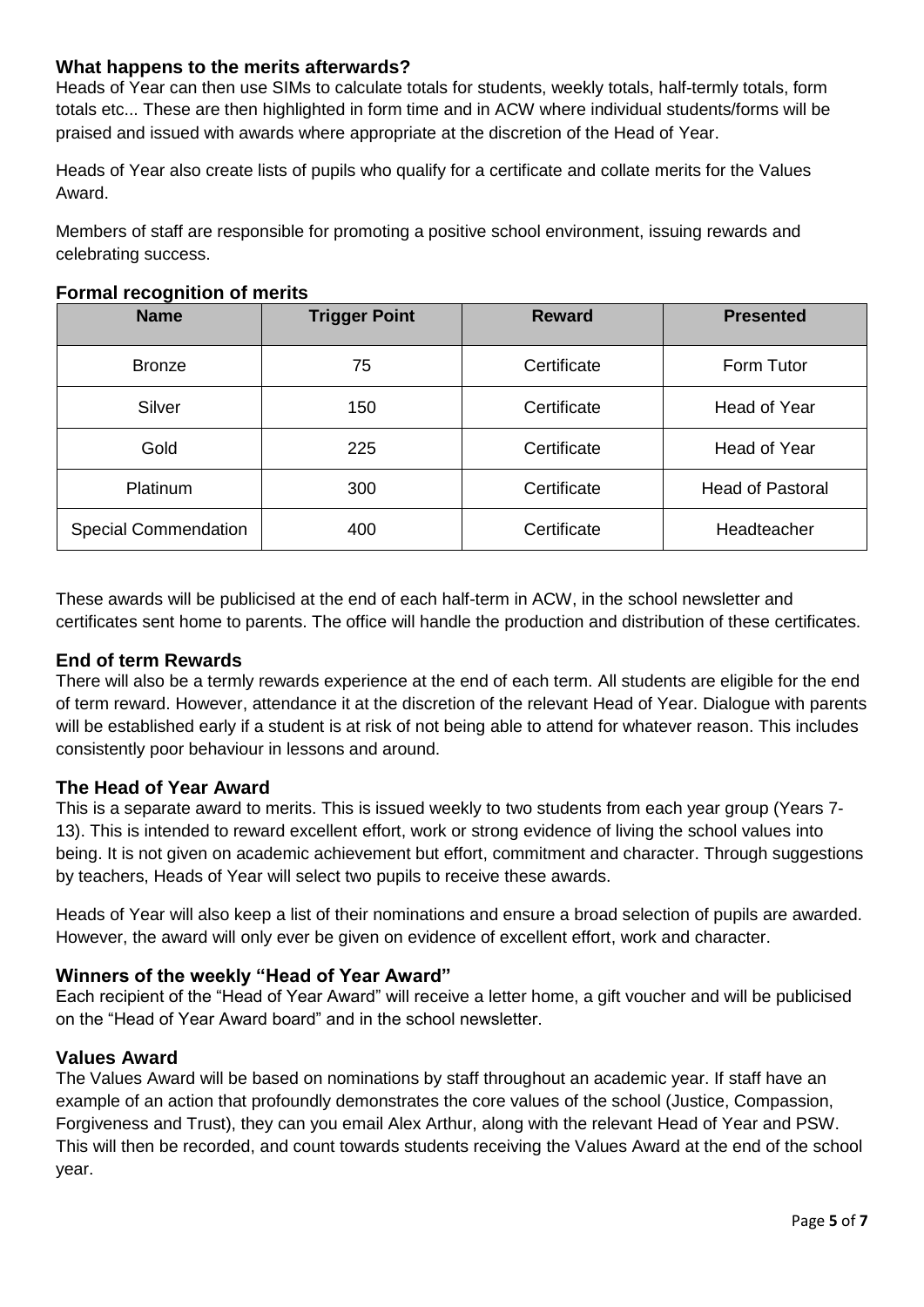### What happens to the merits afterwards?

Heads of Year can then use SIMs to calculate totals for students, weekly totals, half-termly totals, form totals etc... These are then highlighted in form time and in ACW where individual students/forms will be praised and issued with awards where appropriate at the discretion of the Head of Year.

Heads of Year also create lists of pupils who qualify for a certificate and collate merits for the Values Award.

Members of staff are responsible for promoting a positive school environment, issuing rewards and celebrating success.

### Formal recognition of merits

| Name | Trigger Point | Reward | Presented |
| --- | --- | --- | --- |
| Bronze | 75 | Certificate | Form Tutor |
| Silver | 150 | Certificate | Head of Year |
| Gold | 225 | Certificate | Head of Year |
| Platinum | 300 | Certificate | Head of Pastoral |
| Special Commendation | 400 | Certificate | Headteacher |

These awards will be publicised at the end of each half-term in ACW, in the school newsletter and certificates sent home to parents. The office will handle the production and distribution of these certificates.

### End of term Rewards

There will also be a termly rewards experience at the end of each term. All students are eligible for the end of term reward. However, attendance it at the discretion of the relevant Head of Year. Dialogue with parents will be established early if a student is at risk of not being able to attend for whatever reason. This includes consistently poor behaviour in lessons and around.

### The Head of Year Award

This is a separate award to merits. This is issued weekly to two students from each year group (Years 7-13). This is intended to reward excellent effort, work or strong evidence of living the school values into being. It is not given on academic achievement but effort, commitment and character. Through suggestions by teachers, Heads of Year will select two pupils to receive these awards.

Heads of Year will also keep a list of their nominations and ensure a broad selection of pupils are awarded. However, the award will only ever be given on evidence of excellent effort, work and character.

### Winners of the weekly "Head of Year Award"

Each recipient of the "Head of Year Award" will receive a letter home, a gift voucher and will be publicised on the "Head of Year Award board" and in the school newsletter.

### Values Award

The Values Award will be based on nominations by staff throughout an academic year. If staff have an example of an action that profoundly demonstrates the core values of the school (Justice, Compassion, Forgiveness and Trust), they can you email Alex Arthur, along with the relevant Head of Year and PSW. This will then be recorded, and count towards students receiving the Values Award at the end of the school year.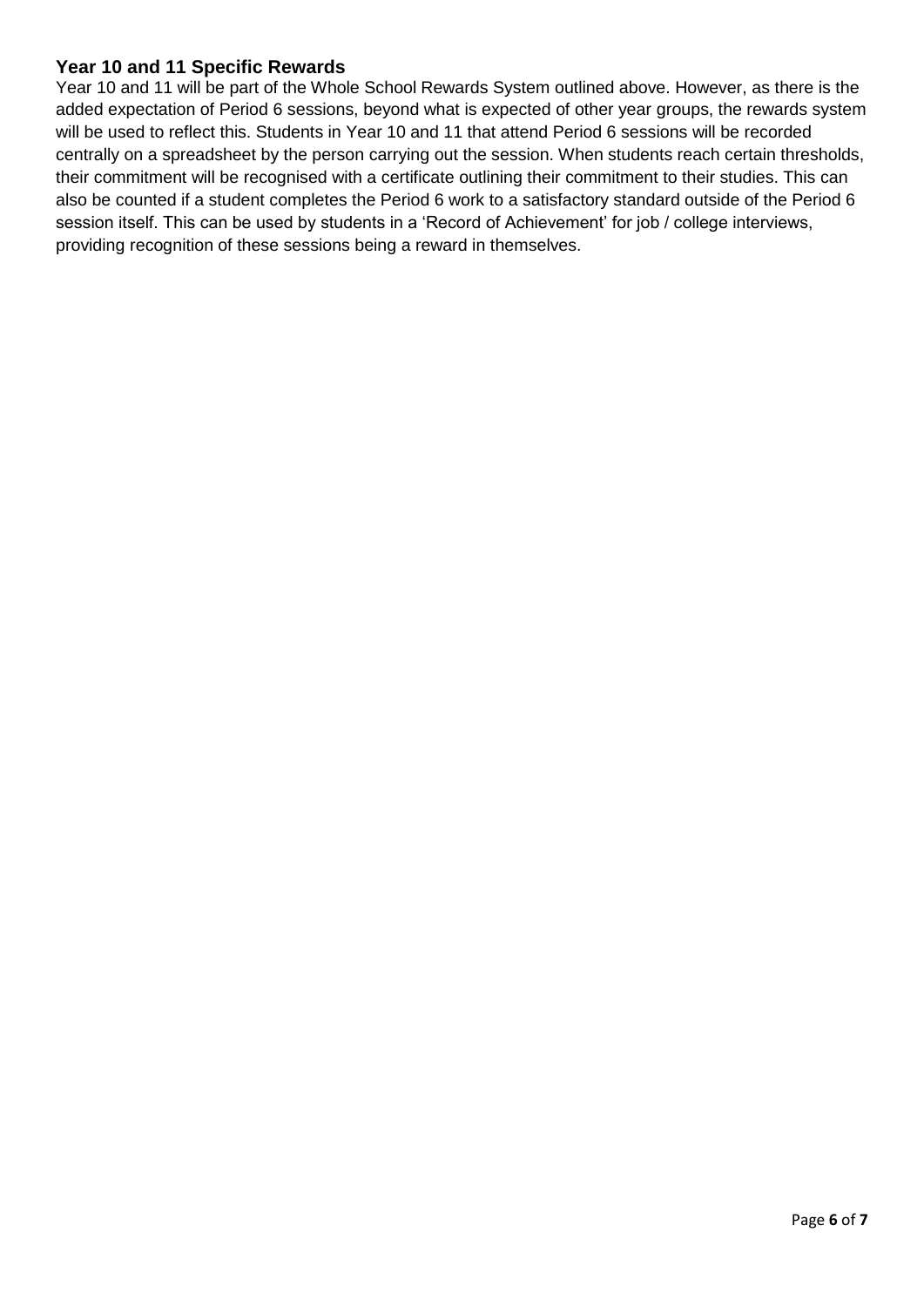### Year 10 and 11 Specific Rewards

Year 10 and 11 will be part of the Whole School Rewards System outlined above. However, as there is the added expectation of Period 6 sessions, beyond what is expected of other year groups, the rewards system will be used to reflect this. Students in Year 10 and 11 that attend Period 6 sessions will be recorded centrally on a spreadsheet by the person carrying out the session. When students reach certain thresholds, their commitment will be recognised with a certificate outlining their commitment to their studies. This can also be counted if a student completes the Period 6 work to a satisfactory standard outside of the Period 6 session itself. This can be used by students in a 'Record of Achievement' for job / college interviews, providing recognition of these sessions being a reward in themselves.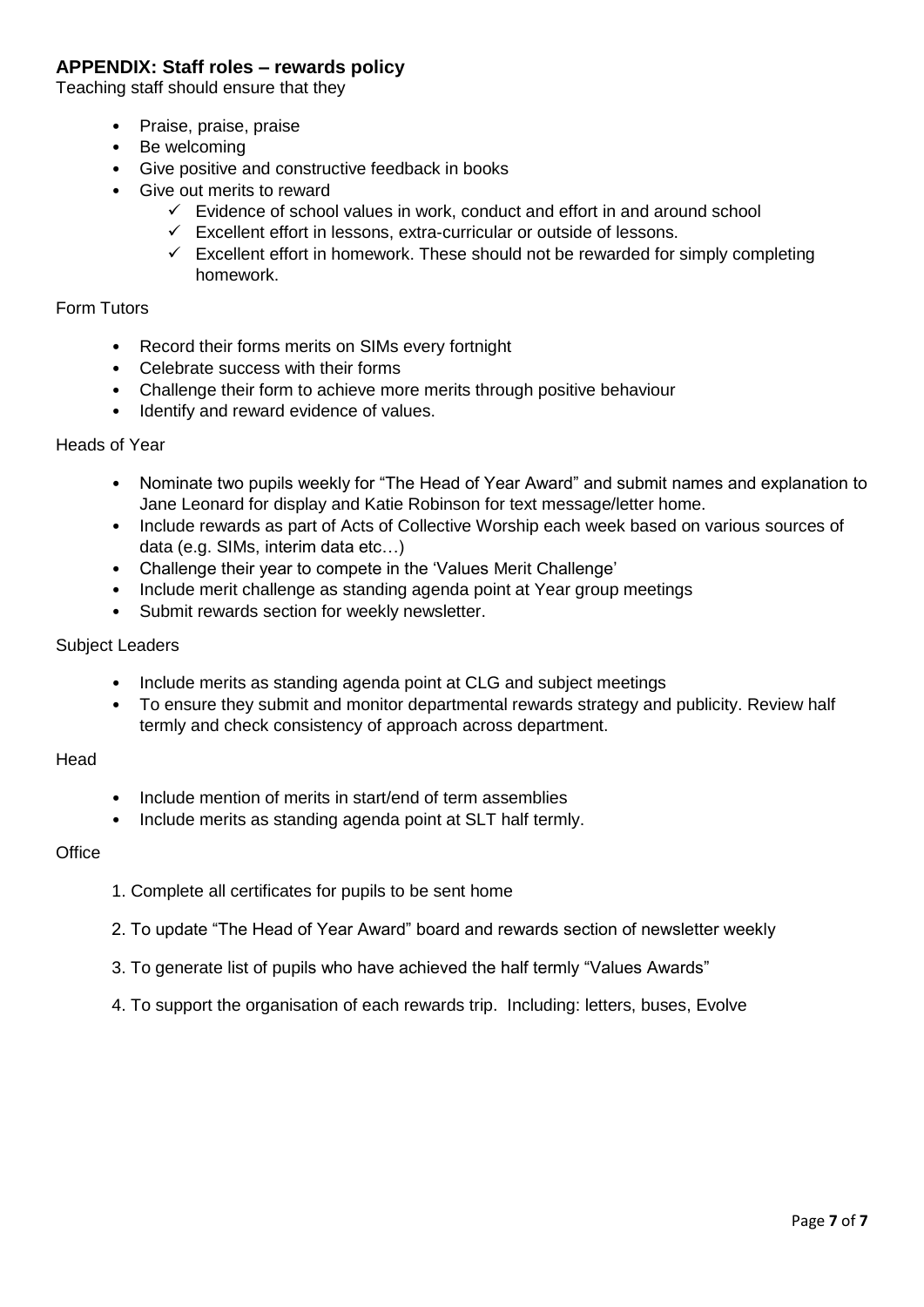## APPENDIX: Staff roles – rewards policy

Teaching staff should ensure that they

- Praise, praise, praise
- Be welcoming
- Give positive and constructive feedback in books
- Give out merits to reward
    - ✓ Evidence of school values in work, conduct and effort in and around school
    - ✓ Excellent effort in lessons, extra-curricular or outside of lessons.
    - ✓ Excellent effort in homework. These should not be rewarded for simply completing homework.

Form Tutors

- Record their forms merits on SIMs every fortnight
- Celebrate success with their forms
- Challenge their form to achieve more merits through positive behaviour
- Identify and reward evidence of values.

Heads of Year

- Nominate two pupils weekly for "The Head of Year Award" and submit names and explanation to Jane Leonard for display and Katie Robinson for text message/letter home.
- Include rewards as part of Acts of Collective Worship each week based on various sources of data (e.g. SIMs, interim data etc…)
- Challenge their year to compete in the 'Values Merit Challenge'
- Include merit challenge as standing agenda point at Year group meetings
- Submit rewards section for weekly newsletter.

Subject Leaders

- Include merits as standing agenda point at CLG and subject meetings
- To ensure they submit and monitor departmental rewards strategy and publicity. Review half termly and check consistency of approach across department.

Head

- Include mention of merits in start/end of term assemblies
- Include merits as standing agenda point at SLT half termly.

Office

1. Complete all certificates for pupils to be sent home
2. To update "The Head of Year Award" board and rewards section of newsletter weekly
3. To generate list of pupils who have achieved the half termly "Values Awards"
4. To support the organisation of each rewards trip. Including: letters, buses, Evolve